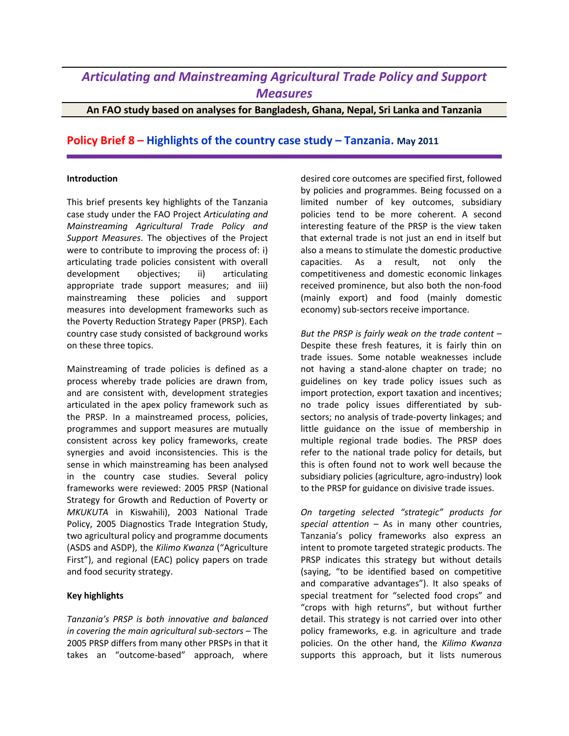# *Articulating and Mainstreaming Agricultural Trade Policy and Support Measures*

**An FAO study based on analyses for Bangladesh, Ghana, Nepal, Sri Lanka and Tanzania**

## Policy Brief 8 – Highlights of the country case study – Tanzania. May 2011

**Introduction**

This brief presents key highlights of the Tanzania case study under the FAO Project *Articulating and Mainstreaming Agricultural Trade Policy and Support Measures*. The objectives of the Project were to contribute to improving the process of: i) articulating trade policies consistent with overall development objectives; ii) articulating appropriate trade support measures; and iii) mainstreaming these policies and support measures into development frameworks such as the Poverty Reduction Strategy Paper (PRSP). Each country case study consisted of background works on these three topics.

Mainstreaming of trade policies is defined as a process whereby trade policies are drawn from, and are consistent with, development strategies articulated in the apex policy framework such as the PRSP. In a mainstreamed process, policies, programmes and support measures are mutually consistent across key policy frameworks, create synergies and avoid inconsistencies. This is the sense in which mainstreaming has been analysed in the country case studies. Several policy frameworks were reviewed: 2005 PRSP (National Strategy for Growth and Reduction of Poverty or *MKUKUTA* in Kiswahili), 2003 National Trade Policy, 2005 Diagnostics Trade Integration Study, two agricultural policy and programme documents (ASDS and ASDP), the *Kilimo Kwanza* ("Agriculture First"), and regional (EAC) policy papers on trade and food security strategy.

**Key highlights**

*Tanzania's PRSP is both innovative and balanced in covering the main agricultural sub-sectors* – The 2005 PRSP differs from many other PRSPs in that it takes an "outcome-based" approach, where desired core outcomes are specified first, followed by policies and programmes. Being focussed on a limited number of key outcomes, subsidiary policies tend to be more coherent. A second interesting feature of the PRSP is the view taken that external trade is not just an end in itself but also a means to stimulate the domestic productive capacities. As a result, not only the competitiveness and domestic economic linkages received prominence, but also both the non-food (mainly export) and food (mainly domestic economy) sub-sectors receive importance.

*But the PRSP is fairly weak on the trade content* – Despite these fresh features, it is fairly thin on trade issues. Some notable weaknesses include not having a stand-alone chapter on trade; no guidelines on key trade policy issues such as import protection, export taxation and incentives; no trade policy issues differentiated by sub-sectors; no analysis of trade-poverty linkages; and little guidance on the issue of membership in multiple regional trade bodies. The PRSP does refer to the national trade policy for details, but this is often found not to work well because the subsidiary policies (agriculture, agro-industry) look to the PRSP for guidance on divisive trade issues.

*On targeting selected "strategic" products for special attention* – As in many other countries, Tanzania's policy frameworks also express an intent to promote targeted strategic products. The PRSP indicates this strategy but without details (saying, "to be identified based on competitive and comparative advantages"). It also speaks of special treatment for "selected food crops" and "crops with high returns", but without further detail. This strategy is not carried over into other policy frameworks, e.g. in agriculture and trade policies. On the other hand, the *Kilimo Kwanza* supports this approach, but it lists numerous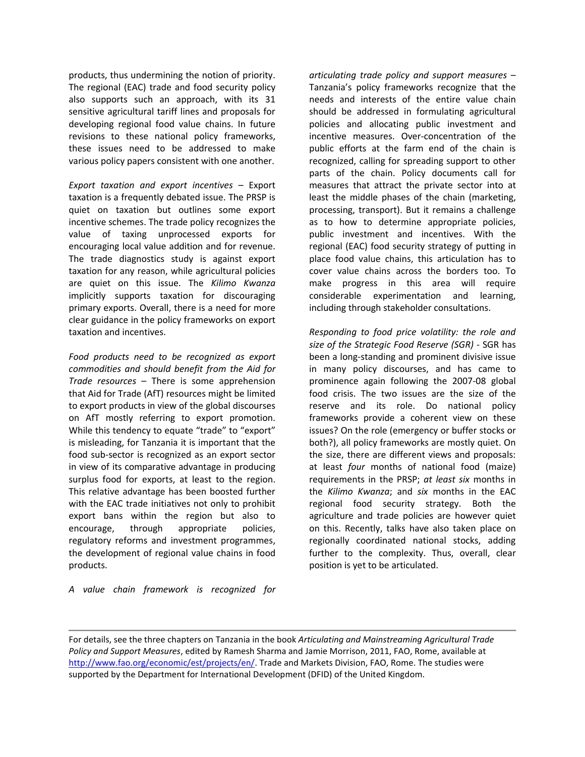products, thus undermining the notion of priority. The regional (EAC) trade and food security policy also supports such an approach, with its 31 sensitive agricultural tariff lines and proposals for developing regional food value chains. In future revisions to these national policy frameworks, these issues need to be addressed to make various policy papers consistent with one another.

*Export taxation and export incentives* – Export taxation is a frequently debated issue. The PRSP is quiet on taxation but outlines some export incentive schemes. The trade policy recognizes the value of taxing unprocessed exports for encouraging local value addition and for revenue. The trade diagnostics study is against export taxation for any reason, while agricultural policies are quiet on this issue. The *Kilimo Kwanza* implicitly supports taxation for discouraging primary exports. Overall, there is a need for more clear guidance in the policy frameworks on export taxation and incentives.

*Food products need to be recognized as export commodities and should benefit from the Aid for Trade resources* – There is some apprehension that Aid for Trade (AfT) resources might be limited to export products in view of the global discourses on AfT mostly referring to export promotion. While this tendency to equate "trade" to "export" is misleading, for Tanzania it is important that the food sub-sector is recognized as an export sector in view of its comparative advantage in producing surplus food for exports, at least to the region. This relative advantage has been boosted further with the EAC trade initiatives not only to prohibit export bans within the region but also to encourage, through appropriate policies, regulatory reforms and investment programmes, the development of regional value chains in food products.

*A value chain framework is recognized for articulating trade policy and support measures* – Tanzania's policy frameworks recognize that the needs and interests of the entire value chain should be addressed in formulating agricultural policies and allocating public investment and incentive measures. Over-concentration of the public efforts at the farm end of the chain is recognized, calling for spreading support to other parts of the chain. Policy documents call for measures that attract the private sector into at least the middle phases of the chain (marketing, processing, transport). But it remains a challenge as to how to determine appropriate policies, public investment and incentives. With the regional (EAC) food security strategy of putting in place food value chains, this articulation has to cover value chains across the borders too. To make progress in this area will require considerable experimentation and learning, including through stakeholder consultations.

*Responding to food price volatility: the role and size of the Strategic Food Reserve (SGR)* - SGR has been a long-standing and prominent divisive issue in many policy discourses, and has came to prominence again following the 2007-08 global food crisis. The two issues are the size of the reserve and its role. Do national policy frameworks provide a coherent view on these issues? On the role (emergency or buffer stocks or both?), all policy frameworks are mostly quiet. On the size, there are different views and proposals: at least *four* months of national food (maize) requirements in the PRSP; *at least six* months in the *Kilimo Kwanza*; and *six* months in the EAC regional food security strategy. Both the agriculture and trade policies are however quiet on this. Recently, talks have also taken place on regionally coordinated national stocks, adding further to the complexity. Thus, overall, clear position is yet to be articulated.

---

For details, see the three chapters on Tanzania in the book *Articulating and Mainstreaming Agricultural Trade Policy and Support Measures*, edited by Ramesh Sharma and Jamie Morrison, 2011, FAO, Rome, available at http://www.fao.org/economic/est/projects/en/. Trade and Markets Division, FAO, Rome. The studies were supported by the Department for International Development (DFID) of the United Kingdom.